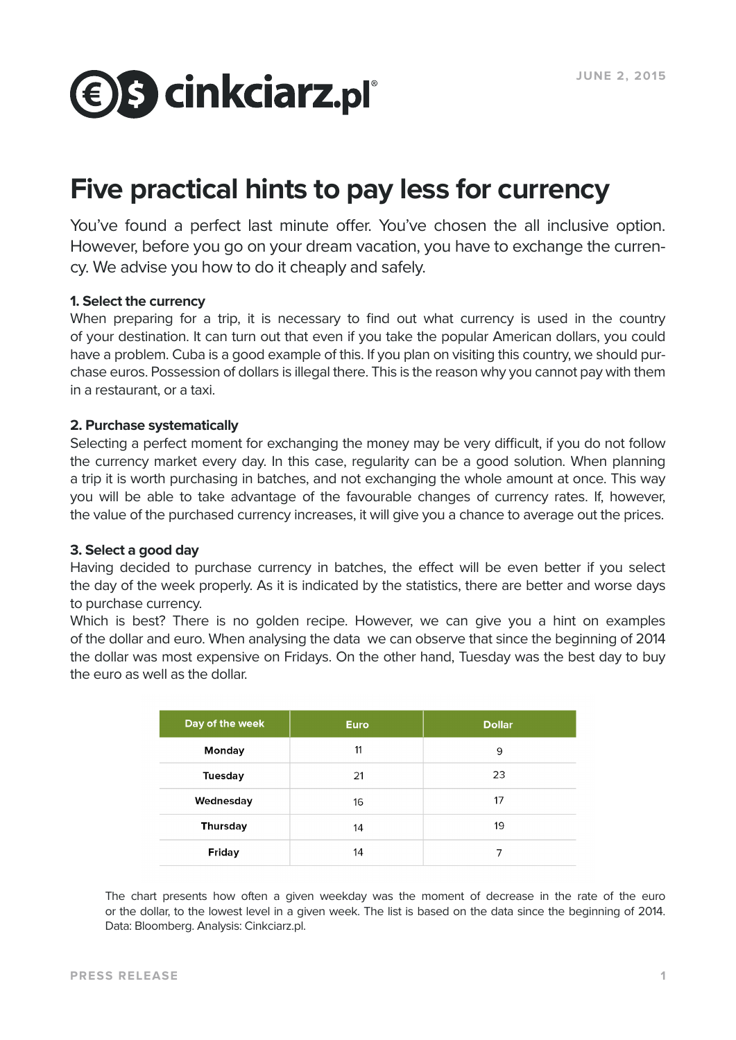cinkciarz.pl

JUNE 2, 2015

# Five practical hints to pay less for currency

You've found a perfect last minute offer. You've chosen the all inclusive option. However, before you go on your dream vacation, you have to exchange the currency. We advise you how to do it cheaply and safely.

**1. Select the currency**

When preparing for a trip, it is necessary to find out what currency is used in the country of your destination. It can turn out that even if you take the popular American dollars, you could have a problem. Cuba is a good example of this. If you plan on visiting this country, we should purchase euros. Possession of dollars is illegal there. This is the reason why you cannot pay with them in a restaurant, or a taxi.

**2. Purchase systematically**

Selecting a perfect moment for exchanging the money may be very difficult, if you do not follow the currency market every day. In this case, regularity can be a good solution. When planning a trip it is worth purchasing in batches, and not exchanging the whole amount at once. This way you will be able to take advantage of the favourable changes of currency rates. If, however, the value of the purchased currency increases, it will give you a chance to average out the prices.

**3. Select a good day**

Having decided to purchase currency in batches, the effect will be even better if you select the day of the week properly. As it is indicated by the statistics, there are better and worse days to purchase currency.

Which is best? There is no golden recipe. However, we can give you a hint on examples of the dollar and euro. When analysing the data we can observe that since the beginning of 2014 the dollar was most expensive on Fridays. On the other hand, Tuesday was the best day to buy the euro as well as the dollar.

| Day of the week | Euro | Dollar |
|---|---|---|
| Monday | 11 | 9 |
| Tuesday | 21 | 23 |
| Wednesday | 16 | 17 |
| Thursday | 14 | 19 |
| Friday | 14 | 7 |

The chart presents how often a given weekday was the moment of decrease in the rate of the euro or the dollar, to the lowest level in a given week. The list is based on the data since the beginning of 2014. Data: Bloomberg. Analysis: Cinkciarz.pl.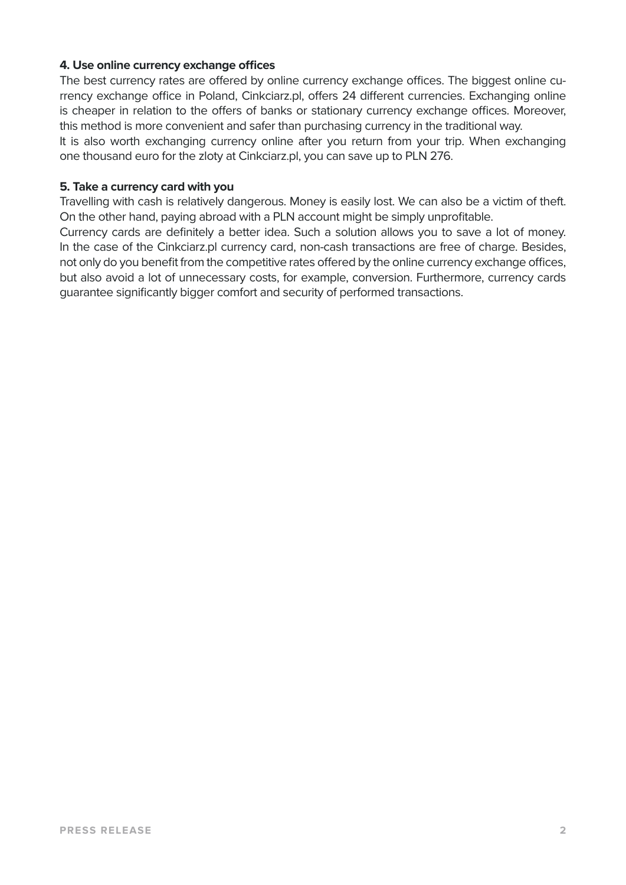**4. Use online currency exchange offices**

The best currency rates are offered by online currency exchange offices. The biggest online currency exchange office in Poland, Cinkciarz.pl, offers 24 different currencies. Exchanging online is cheaper in relation to the offers of banks or stationary currency exchange offices. Moreover, this method is more convenient and safer than purchasing currency in the traditional way.
It is also worth exchanging currency online after you return from your trip. When exchanging one thousand euro for the zloty at Cinkciarz.pl, you can save up to PLN 276.

**5. Take a currency card with you**

Travelling with cash is relatively dangerous. Money is easily lost. We can also be a victim of theft. On the other hand, paying abroad with a PLN account might be simply unprofitable.
Currency cards are definitely a better idea. Such a solution allows you to save a lot of money. In the case of the Cinkciarz.pl currency card, non-cash transactions are free of charge. Besides, not only do you benefit from the competitive rates offered by the online currency exchange offices, but also avoid a lot of unnecessary costs, for example, conversion. Furthermore, currency cards guarantee significantly bigger comfort and security of performed transactions.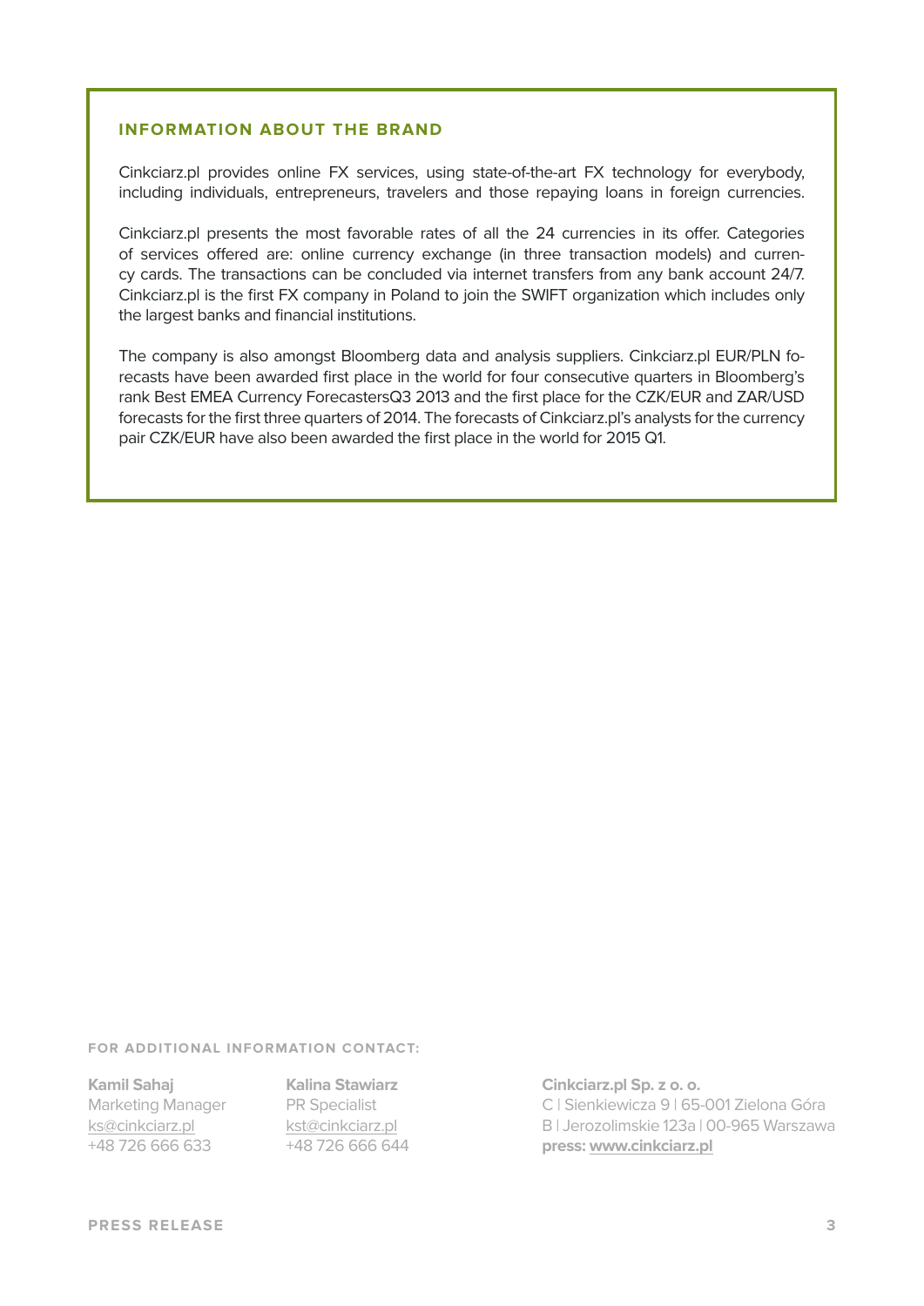## INFORMATION ABOUT THE BRAND

Cinkciarz.pl provides online FX services, using state-of-the-art FX technology for everybody, including individuals, entrepreneurs, travelers and those repaying loans in foreign currencies.

Cinkciarz.pl presents the most favorable rates of all the 24 currencies in its offer. Categories of services offered are: online currency exchange (in three transaction models) and currency cards. The transactions can be concluded via internet transfers from any bank account 24/7. Cinkciarz.pl is the first FX company in Poland to join the SWIFT organization which includes only the largest banks and financial institutions.

The company is also amongst Bloomberg data and analysis suppliers. Cinkciarz.pl EUR/PLN forecasts have been awarded first place in the world for four consecutive quarters in Bloomberg's rank Best EMEA Currency ForecastersQ3 2013 and the first place for the CZK/EUR and ZAR/USD forecasts for the first three quarters of 2014. The forecasts of Cinkciarz.pl's analysts for the currency pair CZK/EUR have also been awarded the first place in the world for 2015 Q1.

**FOR ADDITIONAL INFORMATION CONTACT:**

**Kamil Sahaj**
Marketing Manager
ks@cinkciarz.pl
+48 726 666 633

**Kalina Stawiarz**
PR Specialist
kst@cinkciarz.pl
+48 726 666 644

**Cinkciarz.pl Sp. z o. o.**
C | Sienkiewicza 9 | 65-001 Zielona Góra
B | Jerozolimskie 123a | 00-965 Warszawa
**press: www.cinkciarz.pl**

PRESS RELEASE